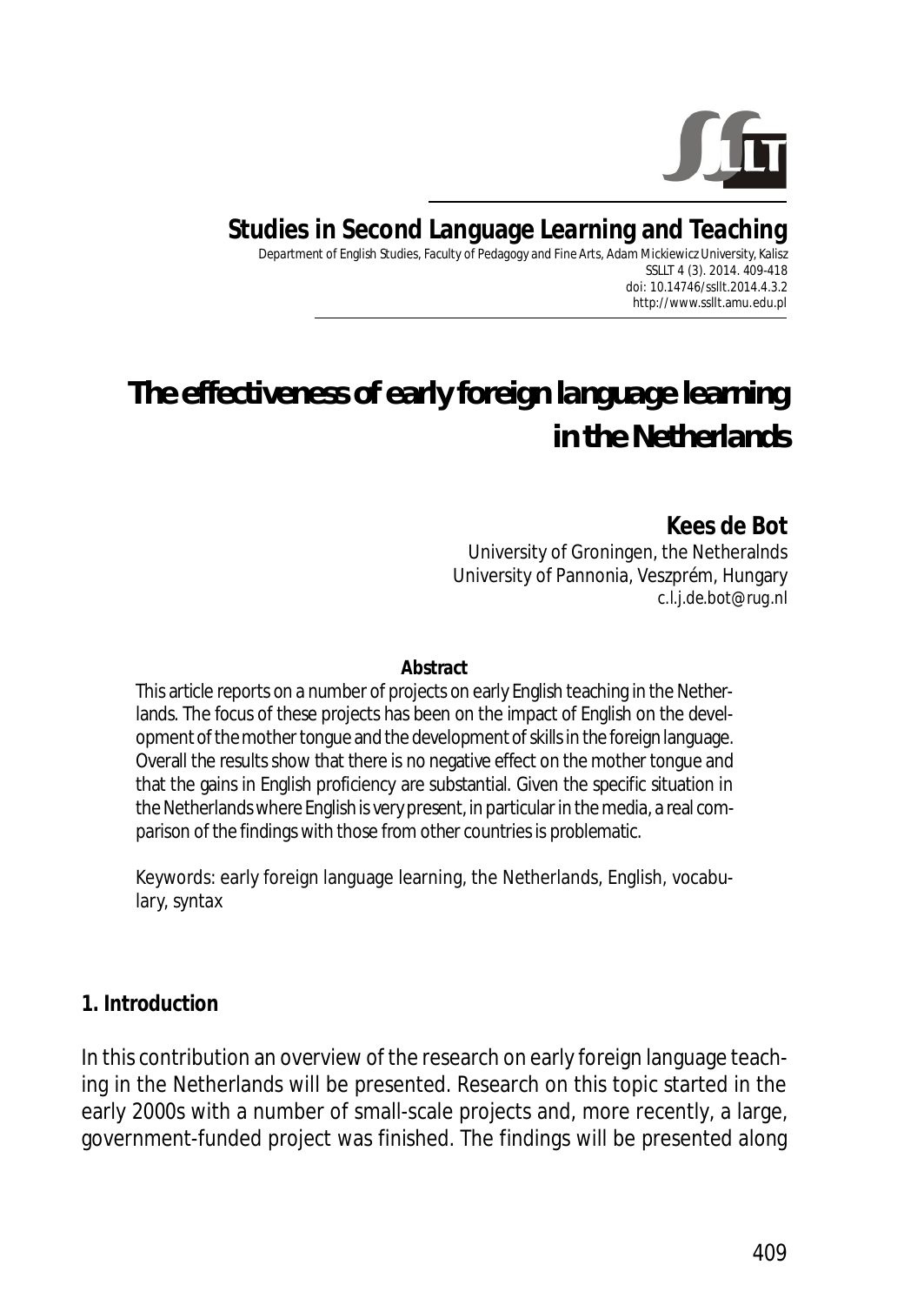# Studies in Second Language Learning and Teaching

Department of English Studies, Faculty of Pedagogy and Fine Arts, Adam Mickiewicz University, Kalisz
SSLLT 4 (3). 2014. 409-418
doi: 10.14746/ssllt.2014.4.3.2
http://www.ssllt.amu.edu.pl

# The effectiveness of early foreign language learning in the Netherlands

**Kees de Bot**
University of Groningen, the Netheralnds
University of Pannonia, Veszprém, Hungary
c.l.j.de.bot@rug.nl

**Abstract**

This article reports on a number of projects on early English teaching in the Netherlands. The focus of these projects has been on the impact of English on the development of the mother tongue and the development of skills in the foreign language. Overall the results show that there is no negative effect on the mother tongue and that the gains in English proficiency are substantial. Given the specific situation in the Netherlands where English is very present, in particular in the media, a real comparison of the findings with those from other countries is problematic.

Keywords: early foreign language learning, the Netherlands, English, vocabulary, syntax

## 1. Introduction

In this contribution an overview of the research on early foreign language teaching in the Netherlands will be presented. Research on this topic started in the early 2000s with a number of small-scale projects and, more recently, a large, government-funded project was finished. The findings will be presented along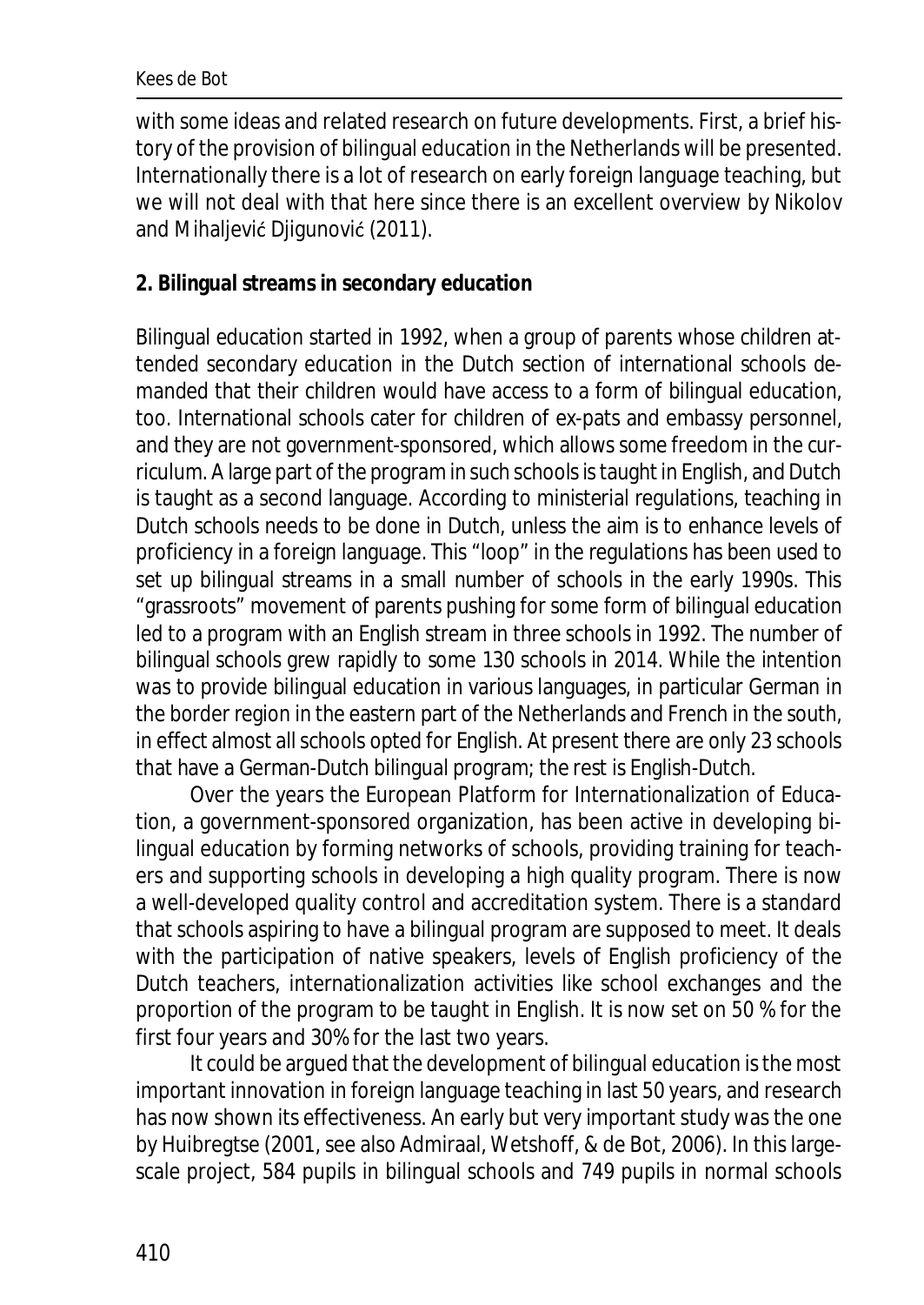with some ideas and related research on future developments. First, a brief history of the provision of bilingual education in the Netherlands will be presented. Internationally there is a lot of research on early foreign language teaching, but we will not deal with that here since there is an excellent overview by Nikolov and Mihaljević Djigunović (2011).

## 2. Bilingual streams in secondary education

Bilingual education started in 1992, when a group of parents whose children attended secondary education in the Dutch section of international schools demanded that their children would have access to a form of bilingual education, too. International schools cater for children of ex-pats and embassy personnel, and they are not government-sponsored, which allows some freedom in the curriculum. A large part of the program in such schools is taught in English, and Dutch is taught as a second language. According to ministerial regulations, teaching in Dutch schools needs to be done in Dutch, unless the aim is to enhance levels of proficiency in a foreign language. This "loop" in the regulations has been used to set up bilingual streams in a small number of schools in the early 1990s. This "grassroots" movement of parents pushing for some form of bilingual education led to a program with an English stream in three schools in 1992. The number of bilingual schools grew rapidly to some 130 schools in 2014. While the intention was to provide bilingual education in various languages, in particular German in the border region in the eastern part of the Netherlands and French in the south, in effect almost all schools opted for English. At present there are only 23 schools that have a German-Dutch bilingual program; the rest is English-Dutch.

Over the years the European Platform for Internationalization of Education, a government-sponsored organization, has been active in developing bilingual education by forming networks of schools, providing training for teachers and supporting schools in developing a high quality program. There is now a well-developed quality control and accreditation system. There is a standard that schools aspiring to have a bilingual program are supposed to meet. It deals with the participation of native speakers, levels of English proficiency of the Dutch teachers, internationalization activities like school exchanges and the proportion of the program to be taught in English. It is now set on 50 % for the first four years and 30% for the last two years.

It could be argued that the development of bilingual education is the most important innovation in foreign language teaching in last 50 years, and research has now shown its effectiveness. An early but very important study was the one by Huibregtse (2001, see also Admiraal, Wetshoff, & de Bot, 2006). In this large-scale project, 584 pupils in bilingual schools and 749 pupils in normal schools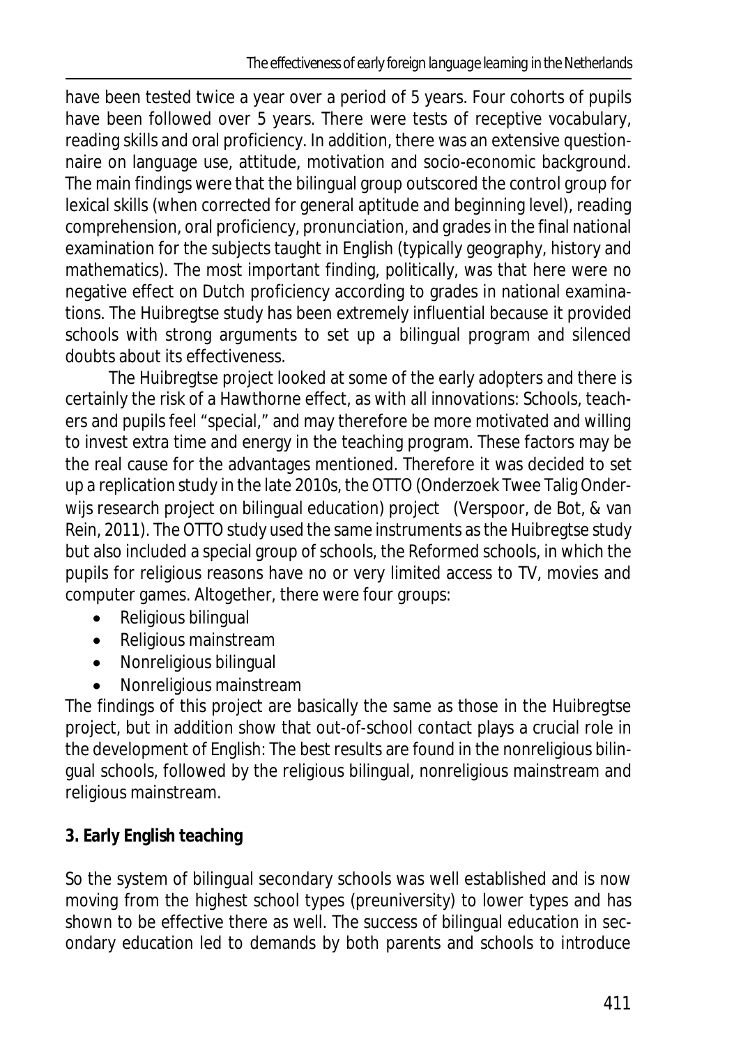have been tested twice a year over a period of 5 years. Four cohorts of pupils have been followed over 5 years. There were tests of receptive vocabulary, reading skills and oral proficiency. In addition, there was an extensive questionnaire on language use, attitude, motivation and socio-economic background. The main findings were that the bilingual group outscored the control group for lexical skills (when corrected for general aptitude and beginning level), reading comprehension, oral proficiency, pronunciation, and grades in the final national examination for the subjects taught in English (typically geography, history and mathematics). The most important finding, politically, was that here were no negative effect on Dutch proficiency according to grades in national examinations. The Huibregtse study has been extremely influential because it provided schools with strong arguments to set up a bilingual program and silenced doubts about its effectiveness.

The Huibregtse project looked at some of the early adopters and there is certainly the risk of a Hawthorne effect, as with all innovations: Schools, teachers and pupils feel "special," and may therefore be more motivated and willing to invest extra time and energy in the teaching program. These factors may be the real cause for the advantages mentioned. Therefore it was decided to set up a replication study in the late 2010s, the OTTO (Onderzoek Twee Talig Onderwijs research project on bilingual education) project (Verspoor, de Bot, & van Rein, 2011). The OTTO study used the same instruments as the Huibregtse study but also included a special group of schools, the Reformed schools, in which the pupils for religious reasons have no or very limited access to TV, movies and computer games. Altogether, there were four groups:

- Religious bilingual
- Religious mainstream
- Nonreligious bilingual
- Nonreligious mainstream

The findings of this project are basically the same as those in the Huibregtse project, but in addition show that out-of-school contact plays a crucial role in the development of English: The best results are found in the nonreligious bilingual schools, followed by the religious bilingual, nonreligious mainstream and religious mainstream.

## 3. Early English teaching

So the system of bilingual secondary schools was well established and is now moving from the highest school types (preuniversity) to lower types and has shown to be effective there as well. The success of bilingual education in secondary education led to demands by both parents and schools to introduce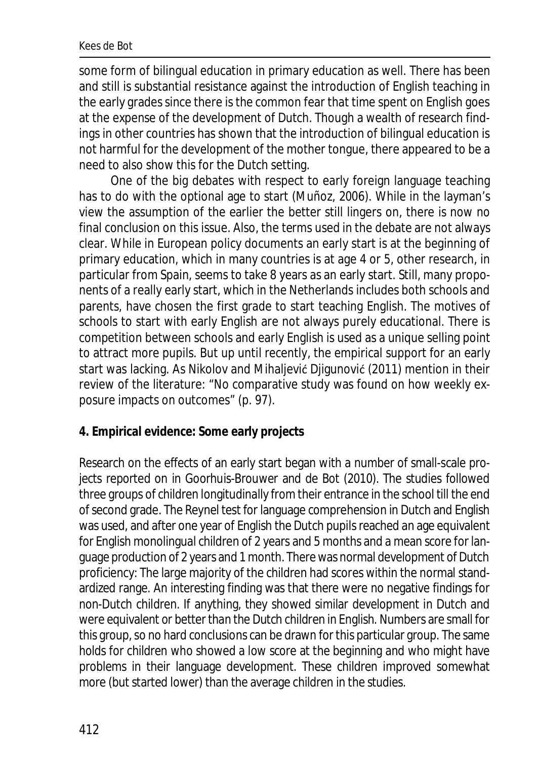some form of bilingual education in primary education as well. There has been and still is substantial resistance against the introduction of English teaching in the early grades since there is the common fear that time spent on English goes at the expense of the development of Dutch. Though a wealth of research findings in other countries has shown that the introduction of bilingual education is not harmful for the development of the mother tongue, there appeared to be a need to also show this for the Dutch setting.

One of the big debates with respect to early foreign language teaching has to do with the optional age to start (Muñoz, 2006). While in the layman's view the assumption of the earlier the better still lingers on, there is now no final conclusion on this issue. Also, the terms used in the debate are not always clear. While in European policy documents an early start is at the beginning of primary education, which in many countries is at age 4 or 5, other research, in particular from Spain, seems to take 8 years as an early start. Still, many proponents of a really early start, which in the Netherlands includes both schools and parents, have chosen the first grade to start teaching English. The motives of schools to start with early English are not always purely educational. There is competition between schools and early English is used as a unique selling point to attract more pupils. But up until recently, the empirical support for an early start was lacking. As Nikolov and Mihaljević Djigunović (2011) mention in their review of the literature: "No comparative study was found on how weekly exposure impacts on outcomes" (p. 97).

## 4. Empirical evidence: Some early projects

Research on the effects of an early start began with a number of small-scale projects reported on in Goorhuis-Brouwer and de Bot (2010). The studies followed three groups of children longitudinally from their entrance in the school till the end of second grade. The Reynel test for language comprehension in Dutch and English was used, and after one year of English the Dutch pupils reached an age equivalent for English monolingual children of 2 years and 5 months and a mean score for language production of 2 years and 1 month. There was normal development of Dutch proficiency: The large majority of the children had scores within the normal standardized range. An interesting finding was that there were no negative findings for non-Dutch children. If anything, they showed similar development in Dutch and were equivalent or better than the Dutch children in English. Numbers are small for this group, so no hard conclusions can be drawn for this particular group. The same holds for children who showed a low score at the beginning and who might have problems in their language development. These children improved somewhat more (but started lower) than the average children in the studies.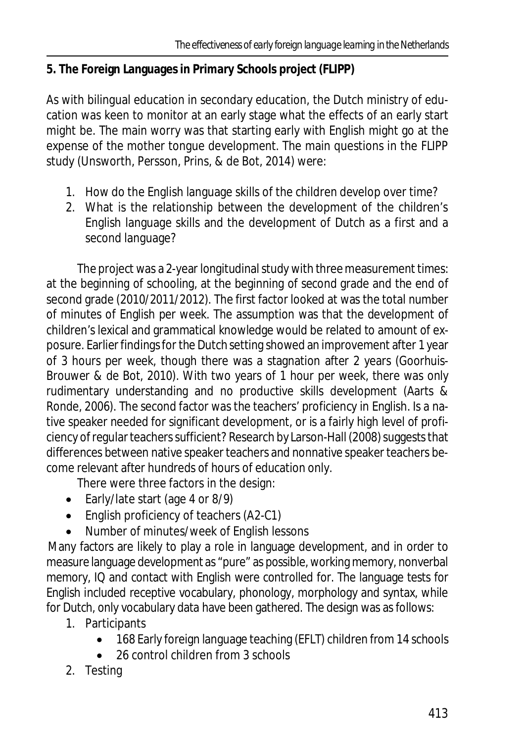### 5. The Foreign Languages in Primary Schools project (FLIPP)

As with bilingual education in secondary education, the Dutch ministry of education was keen to monitor at an early stage what the effects of an early start might be. The main worry was that starting early with English might go at the expense of the mother tongue development. The main questions in the FLIPP study (Unsworth, Persson, Prins, & de Bot, 2014) were:

1. How do the English language skills of the children develop over time?
2. What is the relationship between the development of the children's English language skills and the development of Dutch as a first and a second language?

The project was a 2-year longitudinal study with three measurement times: at the beginning of schooling, at the beginning of second grade and the end of second grade (2010/2011/2012). The first factor looked at was the total number of minutes of English per week. The assumption was that the development of children's lexical and grammatical knowledge would be related to amount of exposure. Earlier findings for the Dutch setting showed an improvement after 1 year of 3 hours per week, though there was a stagnation after 2 years (Goorhuis-Brouwer & de Bot, 2010). With two years of 1 hour per week, there was only rudimentary understanding and no productive skills development (Aarts & Ronde, 2006). The second factor was the teachers' proficiency in English. Is a native speaker needed for significant development, or is a fairly high level of proficiency of regular teachers sufficient? Research by Larson-Hall (2008) suggests that differences between native speaker teachers and nonnative speaker teachers become relevant after hundreds of hours of education only.

There were three factors in the design:

- Early/late start (age 4 or 8/9)
- English proficiency of teachers (A2-C1)
- Number of minutes/week of English lessons

Many factors are likely to play a role in language development, and in order to measure language development as "pure" as possible, working memory, nonverbal memory, IQ and contact with English were controlled for. The language tests for English included receptive vocabulary, phonology, morphology and syntax, while for Dutch, only vocabulary data have been gathered. The design was as follows:

1. Participants
   - 168 Early foreign language teaching (EFLT) children from 14 schools
   - 26 control children from 3 schools
2. Testing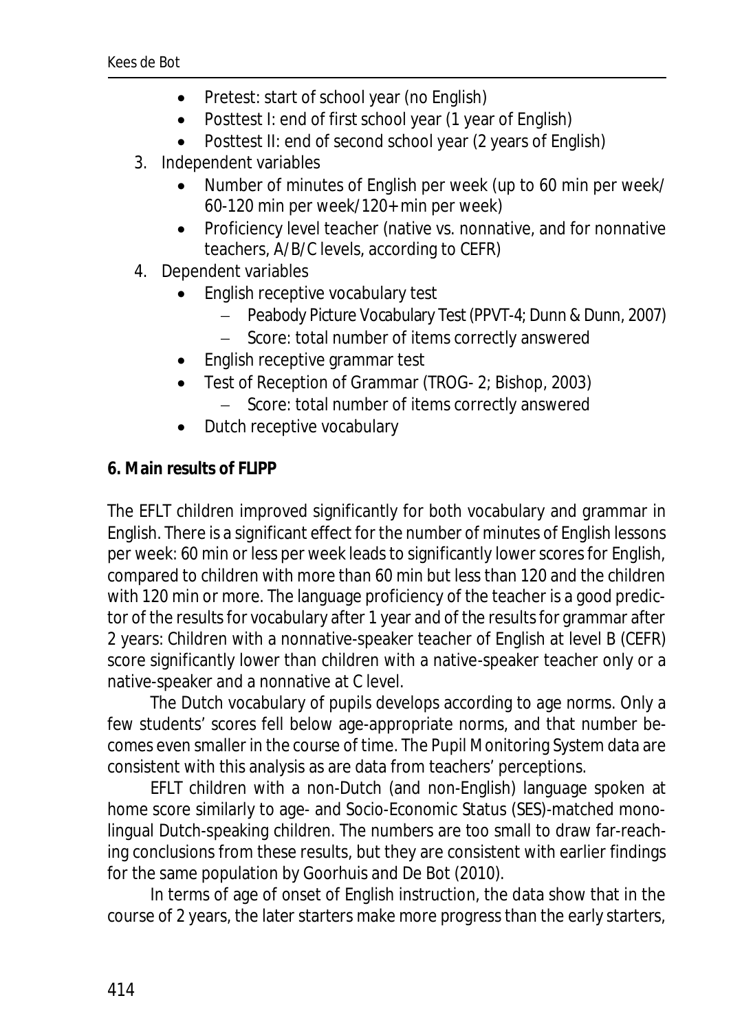- Pretest: start of school year (no English)
- Posttest I: end of first school year (1 year of English)
- Posttest II: end of second school year (2 years of English)

3. Independent variables
   - Number of minutes of English per week (up to 60 min per week/ 60-120 min per week/120+ min per week)
   - Proficiency level teacher (native vs. nonnative, and for nonnative teachers, A/B/C levels, according to CEFR)
4. Dependent variables
   - English receptive vocabulary test
     - Peabody Picture Vocabulary Test (PPVT-4; Dunn & Dunn, 2007)
     - Score: total number of items correctly answered
   - English receptive grammar test
   - Test of Reception of Grammar (TROG- 2; Bishop, 2003)
     - Score: total number of items correctly answered
   - Dutch receptive vocabulary

**6. Main results of FLIPP**

The EFLT children improved significantly for both vocabulary and grammar in English. There is a significant effect for the number of minutes of English lessons per week: 60 min or less per week leads to significantly lower scores for English, compared to children with more than 60 min but less than 120 and the children with 120 min or more. The language proficiency of the teacher is a good predictor of the results for vocabulary after 1 year and of the results for grammar after 2 years: Children with a nonnative-speaker teacher of English at level B (CEFR) score significantly lower than children with a native-speaker teacher only or a native-speaker and a nonnative at C level.

The Dutch vocabulary of pupils develops according to age norms. Only a few students' scores fell below age-appropriate norms, and that number becomes even smaller in the course of time. The Pupil Monitoring System data are consistent with this analysis as are data from teachers' perceptions.

EFLT children with a non-Dutch (and non-English) language spoken at home score similarly to age- and Socio-Economic Status (SES)-matched monolingual Dutch-speaking children. The numbers are too small to draw far-reaching conclusions from these results, but they are consistent with earlier findings for the same population by Goorhuis and De Bot (2010).

In terms of age of onset of English instruction, the data show that in the course of 2 years, the later starters make more progress than the early starters,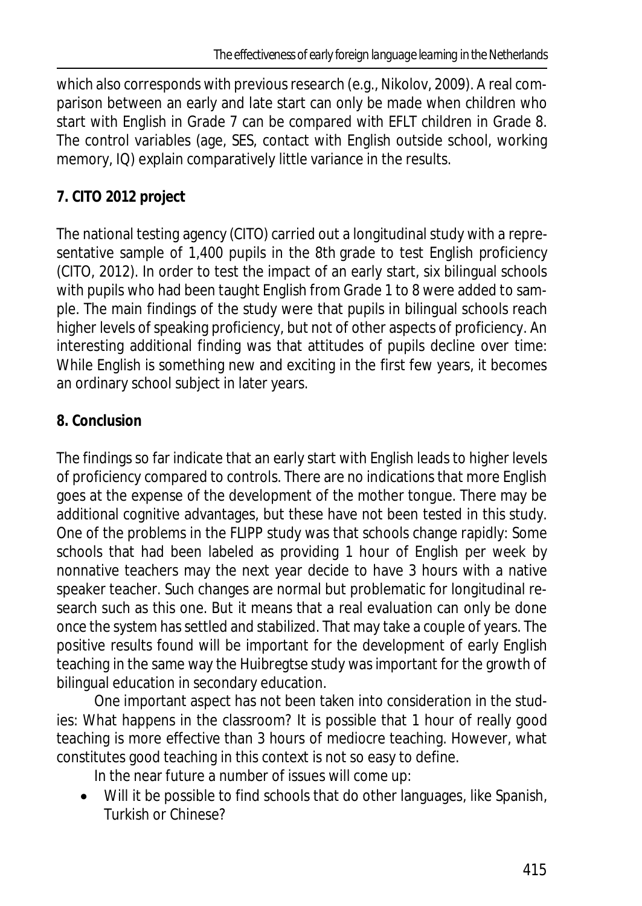which also corresponds with previous research (e.g., Nikolov, 2009). A real comparison between an early and late start can only be made when children who start with English in Grade 7 can be compared with EFLT children in Grade 8. The control variables (age, SES, contact with English outside school, working memory, IQ) explain comparatively little variance in the results.

## 7. CITO 2012 project

The national testing agency (CITO) carried out a longitudinal study with a representative sample of 1,400 pupils in the 8th grade to test English proficiency (CITO, 2012). In order to test the impact of an early start, six bilingual schools with pupils who had been taught English from Grade 1 to 8 were added to sample. The main findings of the study were that pupils in bilingual schools reach higher levels of speaking proficiency, but not of other aspects of proficiency. An interesting additional finding was that attitudes of pupils decline over time: While English is something new and exciting in the first few years, it becomes an ordinary school subject in later years.

## 8. Conclusion

The findings so far indicate that an early start with English leads to higher levels of proficiency compared to controls. There are no indications that more English goes at the expense of the development of the mother tongue. There may be additional cognitive advantages, but these have not been tested in this study. One of the problems in the FLIPP study was that schools change rapidly: Some schools that had been labeled as providing 1 hour of English per week by nonnative teachers may the next year decide to have 3 hours with a native speaker teacher. Such changes are normal but problematic for longitudinal research such as this one. But it means that a real evaluation can only be done once the system has settled and stabilized. That may take a couple of years. The positive results found will be important for the development of early English teaching in the same way the Huibregtse study was important for the growth of bilingual education in secondary education.

One important aspect has not been taken into consideration in the studies: What happens in the classroom? It is possible that 1 hour of really good teaching is more effective than 3 hours of mediocre teaching. However, what constitutes good teaching in this context is not so easy to define.

In the near future a number of issues will come up:

- Will it be possible to find schools that do other languages, like Spanish, Turkish or Chinese?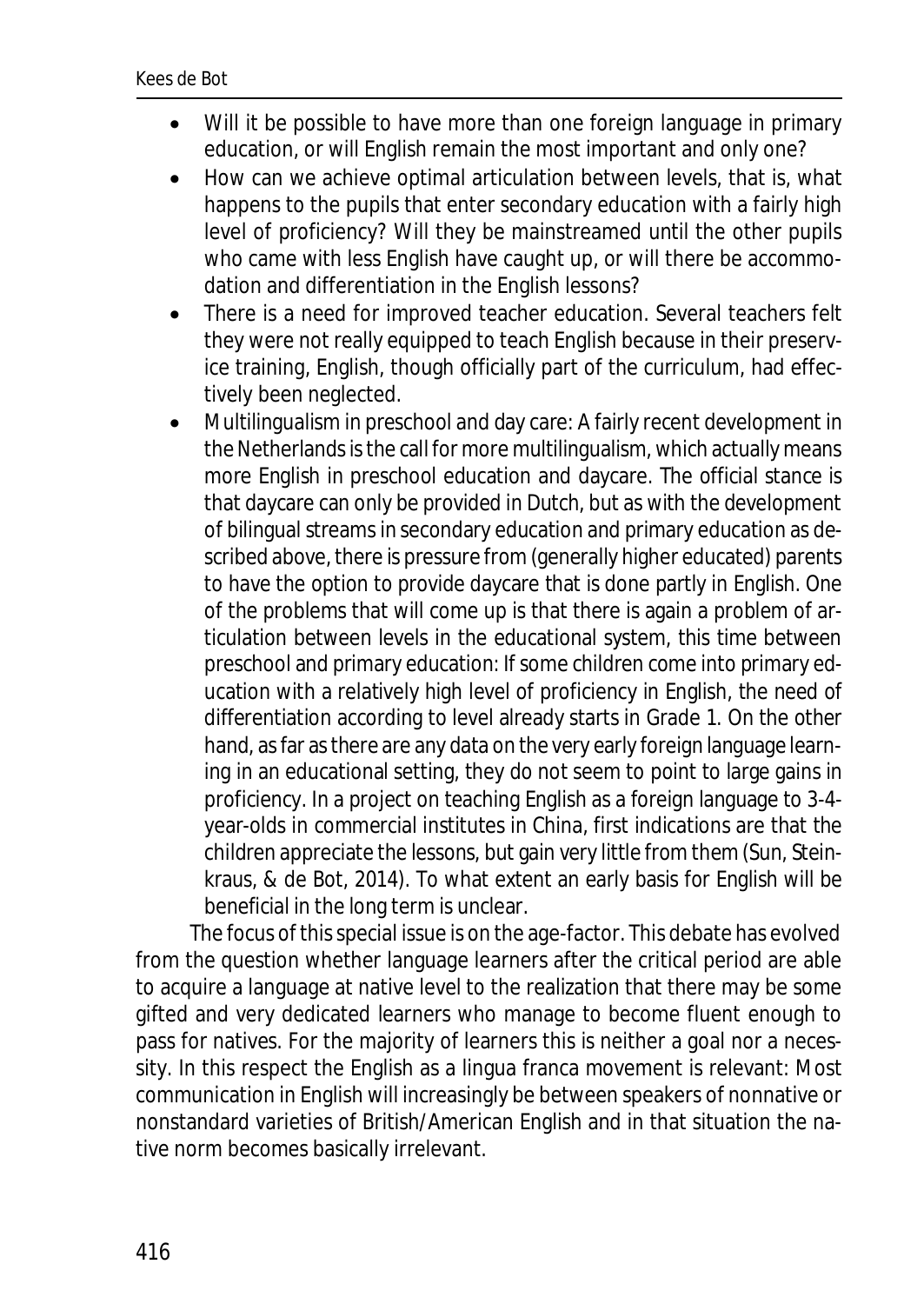- Will it be possible to have more than one foreign language in primary education, or will English remain the most important and only one?
- How can we achieve optimal articulation between levels, that is, what happens to the pupils that enter secondary education with a fairly high level of proficiency? Will they be mainstreamed until the other pupils who came with less English have caught up, or will there be accommodation and differentiation in the English lessons?
- There is a need for improved teacher education. Several teachers felt they were not really equipped to teach English because in their preservice training, English, though officially part of the curriculum, had effectively been neglected.
- Multilingualism in preschool and day care: A fairly recent development in the Netherlands is the call for more multilingualism, which actually means more English in preschool education and daycare. The official stance is that daycare can only be provided in Dutch, but as with the development of bilingual streams in secondary education and primary education as described above, there is pressure from (generally higher educated) parents to have the option to provide daycare that is done partly in English. One of the problems that will come up is that there is again a problem of articulation between levels in the educational system, this time between preschool and primary education: If some children come into primary education with a relatively high level of proficiency in English, the need of differentiation according to level already starts in Grade 1. On the other hand, as far as there are any data on the very early foreign language learning in an educational setting, they do not seem to point to large gains in proficiency. In a project on teaching English as a foreign language to 3-4-year-olds in commercial institutes in China, first indications are that the children appreciate the lessons, but gain very little from them (Sun, Steinkraus, & de Bot, 2014). To what extent an early basis for English will be beneficial in the long term is unclear.

The focus of this special issue is on the age-factor. This debate has evolved from the question whether language learners after the critical period are able to acquire a language at native level to the realization that there may be some gifted and very dedicated learners who manage to become fluent enough to pass for natives. For the majority of learners this is neither a goal nor a necessity. In this respect the English as a lingua franca movement is relevant: Most communication in English will increasingly be between speakers of nonnative or nonstandard varieties of British/American English and in that situation the native norm becomes basically irrelevant.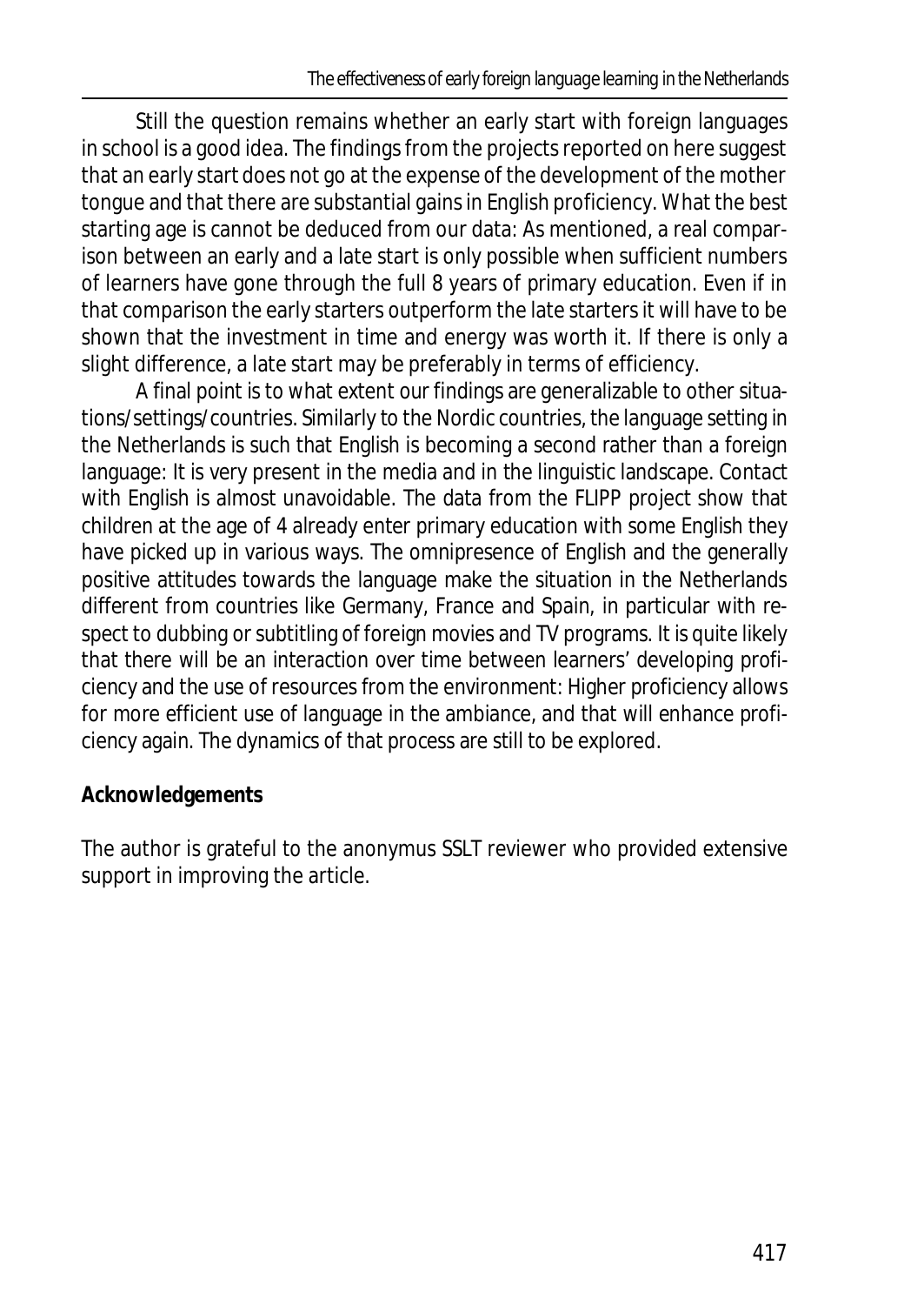Still the question remains whether an early start with foreign languages in school is a good idea. The findings from the projects reported on here suggest that an early start does not go at the expense of the development of the mother tongue and that there are substantial gains in English proficiency. What the best starting age is cannot be deduced from our data: As mentioned, a real comparison between an early and a late start is only possible when sufficient numbers of learners have gone through the full 8 years of primary education. Even if in that comparison the early starters outperform the late starters it will have to be shown that the investment in time and energy was worth it. If there is only a slight difference, a late start may be preferably in terms of efficiency.

A final point is to what extent our findings are generalizable to other situations/settings/countries. Similarly to the Nordic countries, the language setting in the Netherlands is such that English is becoming a second rather than a foreign language: It is very present in the media and in the linguistic landscape. Contact with English is almost unavoidable. The data from the FLIPP project show that children at the age of 4 already enter primary education with some English they have picked up in various ways. The omnipresence of English and the generally positive attitudes towards the language make the situation in the Netherlands different from countries like Germany, France and Spain, in particular with respect to dubbing or subtitling of foreign movies and TV programs. It is quite likely that there will be an interaction over time between learners' developing proficiency and the use of resources from the environment: Higher proficiency allows for more efficient use of language in the ambiance, and that will enhance proficiency again. The dynamics of that process are still to be explored.

**Acknowledgements**

The author is grateful to the anonymus SSLT reviewer who provided extensive support in improving the article.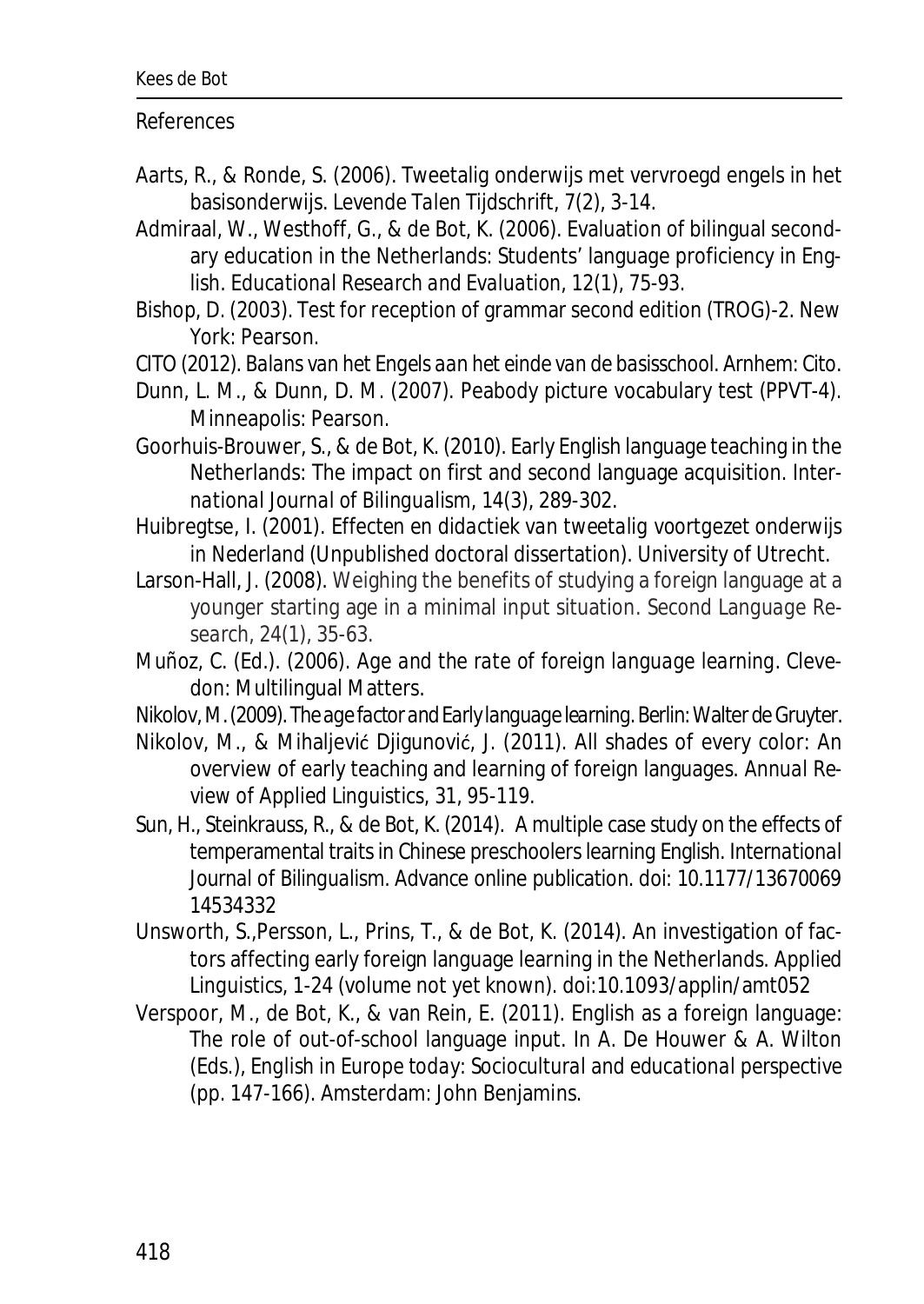## References

Aarts, R., & Ronde, S. (2006). Tweetalig onderwijs met vervroegd engels in het basisonderwijs. *Levende Talen Tijdschrift*, *7*(2), 3-14.

Admiraal, W., Westhoff, G., & de Bot, K. (2006). Evaluation of bilingual secondary education in the Netherlands: Students' language proficiency in English. *Educational Research and Evaluation*, *12*(1), 75-93.

Bishop, D. (2003). Test for reception of grammar second edition (TROG)-2. New York: Pearson.

CITO (2012). *Balans van het Engels aan het einde van de basisschool*. Arnhem: Cito.

Dunn, L. M., & Dunn, D. M. (2007). Peabody picture vocabulary test (PPVT-4). Minneapolis: Pearson.

Goorhuis-Brouwer, S., & de Bot, K. (2010). Early English language teaching in the Netherlands: The impact on first and second language acquisition. *International Journal of Bilingualism*, *14*(3), 289-302.

Huibregtse, I. (2001). *Effecten en didactiek van tweetalig voortgezet onderwijs in Nederland* (Unpublished doctoral dissertation). University of Utrecht.

Larson-Hall, J. (2008). Weighing the benefits of studying a foreign language at a younger starting age in a minimal input situation. *Second Language Research*, *24*(1), 35-63.

Muñoz, C. (Ed.). (2006). *Age and the rate of foreign language learning*. Clevedon: Multilingual Matters.

Nikolov, M. (2009). The age factor and Early language learning. Berlin: Walter de Gruyter.

Nikolov, M., & Mihaljević Djigunović, J. (2011). All shades of every color: An overview of early teaching and learning of foreign languages. *Annual Review of Applied Linguistics*, *31*, 95-119.

Sun, H., Steinkrauss, R., & de Bot, K. (2014). A multiple case study on the effects of temperamental traits in Chinese preschoolers learning English. *International Journal of Bilingualism*. Advance online publication. doi: 10.1177/13670069 14534332

Unsworth, S.,Persson, L., Prins, T., & de Bot, K. (2014). An investigation of factors affecting early foreign language learning in the Netherlands. *Applied Linguistics*, 1-24 (volume not yet known). doi:10.1093/applin/amt052

Verspoor, M., de Bot, K., & van Rein, E. (2011). English as a foreign language: The role of out-of-school language input. In A. De Houwer & A. Wilton (Eds.), *English in Europe today: Sociocultural and educational perspective* (pp. 147-166). Amsterdam: John Benjamins.